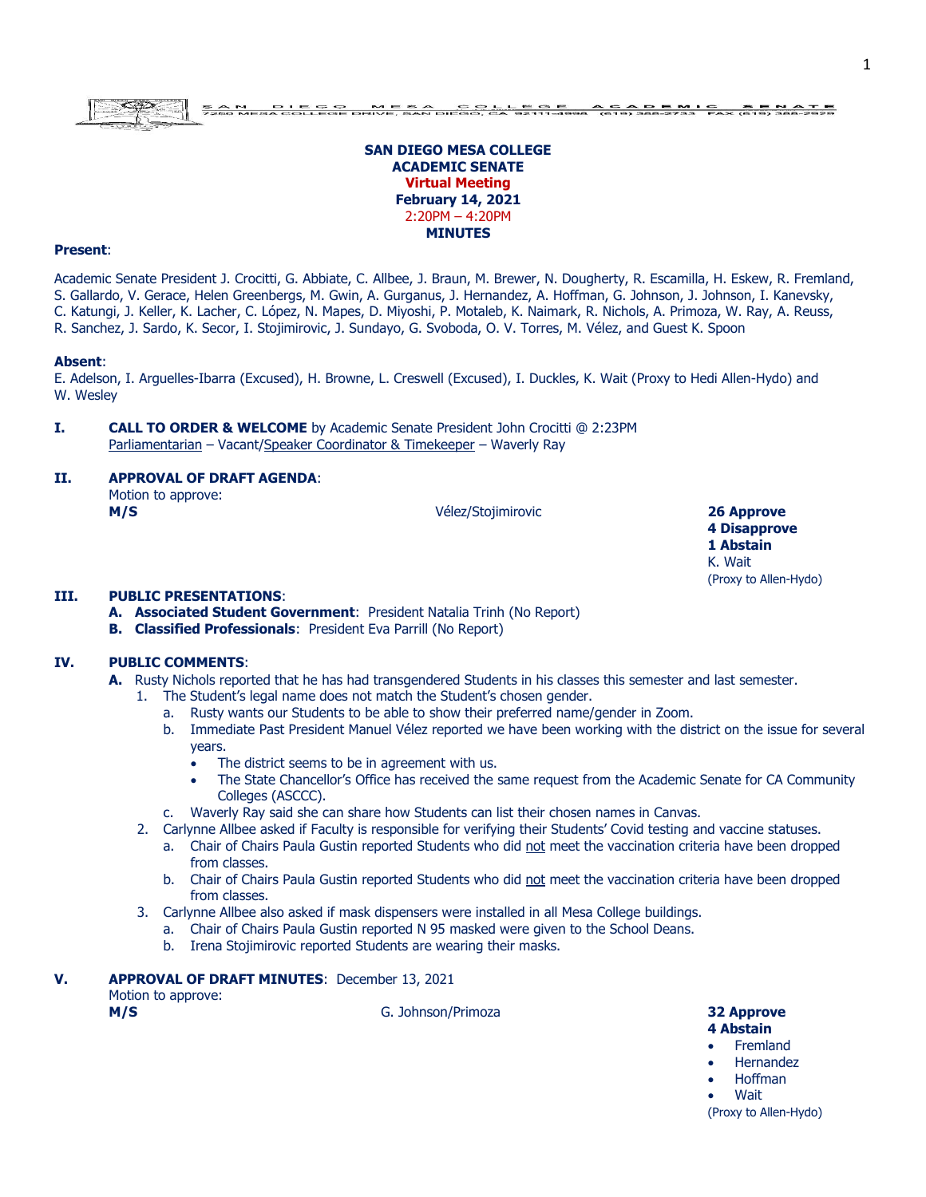SAN DIEGO MESA COLLEGE ACADEMIC SENATE
7250 MESA COLLEGE DRIVE, SAN DIEGO, CA 92111-4998 (619) 388-2733 FAX (619) 388-2929

**SAN DIEGO MESA COLLEGE**
**ACADEMIC SENATE**
**Virtual Meeting**
**February 14, 2021**
2:20PM – 4:20PM
**MINUTES**

**Present**:

Academic Senate President J. Crocitti, G. Abbiate, C. Allbee, J. Braun, M. Brewer, N. Dougherty, R. Escamilla, H. Eskew, R. Fremland, S. Gallardo, V. Gerace, Helen Greenbergs, M. Gwin, A. Gurganus, J. Hernandez, A. Hoffman, G. Johnson, J. Johnson, I. Kanevsky, C. Katungi, J. Keller, K. Lacher, C. López, N. Mapes, D. Miyoshi, P. Motaleb, K. Naimark, R. Nichols, A. Primoza, W. Ray, A. Reuss, R. Sanchez, J. Sardo, K. Secor, I. Stojimirovic, J. Sundayo, G. Svoboda, O. V. Torres, M. Vélez, and Guest K. Spoon

**Absent**:
E. Adelson, I. Arguelles-Ibarra (Excused), H. Browne, L. Creswell (Excused), I. Duckles, K. Wait (Proxy to Hedi Allen-Hydo) and W. Wesley

**I. CALL TO ORDER & WELCOME** by Academic Senate President John Crocitti @ 2:23PM
Parliamentarian – Vacant/Speaker Coordinator & Timekeeper – Waverly Ray

**II. APPROVAL OF DRAFT AGENDA**:
Motion to approve:
**M/S** Vélez/Stojimirovic

**26 Approve**
**4 Disapprove**
**1 Abstain**
K. Wait
(Proxy to Allen-Hydo)

**III. PUBLIC PRESENTATIONS**:
- **A. Associated Student Government**: President Natalia Trinh (No Report)
- **B. Classified Professionals**: President Eva Parrill (No Report)

**IV. PUBLIC COMMENTS**:

**A.** Rusty Nichols reported that he has had transgendered Students in his classes this semester and last semester.
1. The Student's legal name does not match the Student's chosen gender.
   a. Rusty wants our Students to be able to show their preferred name/gender in Zoom.
   b. Immediate Past President Manuel Vélez reported we have been working with the district on the issue for several years.
      - The district seems to be in agreement with us.
      - The State Chancellor's Office has received the same request from the Academic Senate for CA Community Colleges (ASCCC).
   c. Waverly Ray said she can share how Students can list their chosen names in Canvas.
2. Carlynne Allbee asked if Faculty is responsible for verifying their Students' Covid testing and vaccine statuses.
   a. Chair of Chairs Paula Gustin reported Students who did not meet the vaccination criteria have been dropped from classes.
   b. Chair of Chairs Paula Gustin reported Students who did not meet the vaccination criteria have been dropped from classes.
3. Carlynne Allbee also asked if mask dispensers were installed in all Mesa College buildings.
   a. Chair of Chairs Paula Gustin reported N 95 masked were given to the School Deans.
   b. Irena Stojimirovic reported Students are wearing their masks.

**V. APPROVAL OF DRAFT MINUTES**: December 13, 2021
Motion to approve:
**M/S** G. Johnson/Primoza

**32 Approve**
**4 Abstain**
- Fremland
- Hernandez
- Hoffman
- Wait

(Proxy to Allen-Hydo)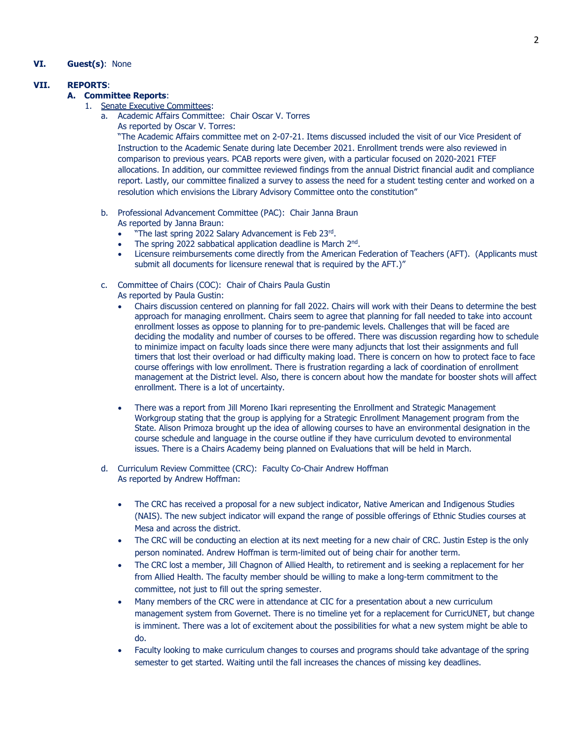**VI. Guest(s)**: None

**VII. REPORTS**:

**A. Committee Reports**:

1. Senate Executive Committees:

a. Academic Affairs Committee: Chair Oscar V. Torres

As reported by Oscar V. Torres:

"The Academic Affairs committee met on 2-07-21. Items discussed included the visit of our Vice President of Instruction to the Academic Senate during late December 2021. Enrollment trends were also reviewed in comparison to previous years. PCAB reports were given, with a particular focused on 2020-2021 FTEF allocations. In addition, our committee reviewed findings from the annual District financial audit and compliance report. Lastly, our committee finalized a survey to assess the need for a student testing center and worked on a resolution which envisions the Library Advisory Committee onto the constitution"

b. Professional Advancement Committee (PAC): Chair Janna Braun

As reported by Janna Braun:

- "The last spring 2022 Salary Advancement is Feb 23rd.
- The spring 2022 sabbatical application deadline is March 2nd.
- Licensure reimbursements come directly from the American Federation of Teachers (AFT). (Applicants must submit all documents for licensure renewal that is required by the AFT.)"

c. Committee of Chairs (COC): Chair of Chairs Paula Gustin

As reported by Paula Gustin:

- Chairs discussion centered on planning for fall 2022. Chairs will work with their Deans to determine the best approach for managing enrollment. Chairs seem to agree that planning for fall needed to take into account enrollment losses as oppose to planning for to pre-pandemic levels. Challenges that will be faced are deciding the modality and number of courses to be offered. There was discussion regarding how to schedule to minimize impact on faculty loads since there were many adjuncts that lost their assignments and full timers that lost their overload or had difficulty making load. There is concern on how to protect face to face course offerings with low enrollment. There is frustration regarding a lack of coordination of enrollment management at the District level. Also, there is concern about how the mandate for booster shots will affect enrollment. There is a lot of uncertainty.

- There was a report from Jill Moreno Ikari representing the Enrollment and Strategic Management Workgroup stating that the group is applying for a Strategic Enrollment Management program from the State. Alison Primoza brought up the idea of allowing courses to have an environmental designation in the course schedule and language in the course outline if they have curriculum devoted to environmental issues. There is a Chairs Academy being planned on Evaluations that will be held in March.

d. Curriculum Review Committee (CRC): Faculty Co-Chair Andrew Hoffman

As reported by Andrew Hoffman:

- The CRC has received a proposal for a new subject indicator, Native American and Indigenous Studies (NAIS). The new subject indicator will expand the range of possible offerings of Ethnic Studies courses at Mesa and across the district.
- The CRC will be conducting an election at its next meeting for a new chair of CRC. Justin Estep is the only person nominated. Andrew Hoffman is term-limited out of being chair for another term.
- The CRC lost a member, Jill Chagnon of Allied Health, to retirement and is seeking a replacement for her from Allied Health. The faculty member should be willing to make a long-term commitment to the committee, not just to fill out the spring semester.
- Many members of the CRC were in attendance at CIC for a presentation about a new curriculum management system from Governet. There is no timeline yet for a replacement for CurricUNET, but change is imminent. There was a lot of excitement about the possibilities for what a new system might be able to do.
- Faculty looking to make curriculum changes to courses and programs should take advantage of the spring semester to get started. Waiting until the fall increases the chances of missing key deadlines.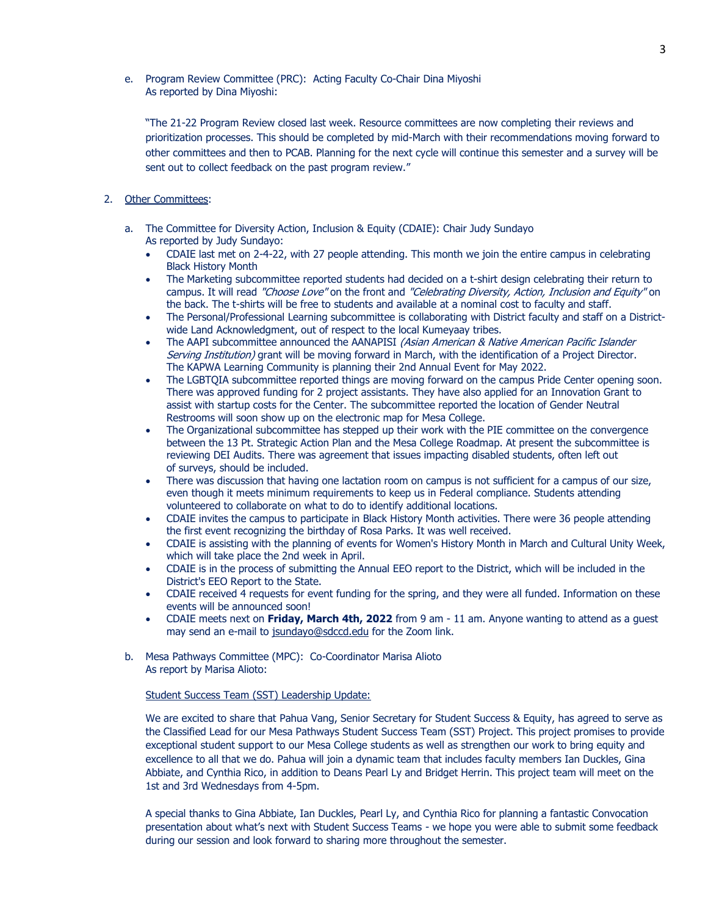e. Program Review Committee (PRC): Acting Faculty Co-Chair Dina Miyoshi
   As reported by Dina Miyoshi:

   "The 21-22 Program Review closed last week. Resource committees are now completing their reviews and prioritization processes. This should be completed by mid-March with their recommendations moving forward to other committees and then to PCAB. Planning for the next cycle will continue this semester and a survey will be sent out to collect feedback on the past program review."

2. <u>Other Committees</u>:

   a. The Committee for Diversity Action, Inclusion & Equity (CDAIE): Chair Judy Sundayo
      As reported by Judy Sundayo:
      - CDAIE last met on 2-4-22, with 27 people attending. This month we join the entire campus in celebrating Black History Month
      - The Marketing subcommittee reported students had decided on a t-shirt design celebrating their return to campus. It will read *"Choose Love"* on the front and *"Celebrating Diversity, Action, Inclusion and Equity"* on the back. The t-shirts will be free to students and available at a nominal cost to faculty and staff.
      - The Personal/Professional Learning subcommittee is collaborating with District faculty and staff on a District-wide Land Acknowledgment, out of respect to the local Kumeyaay tribes.
      - The AAPI subcommittee announced the AANAPISI *(Asian American & Native American Pacific Islander Serving Institution)* grant will be moving forward in March, with the identification of a Project Director. The KAPWA Learning Community is planning their 2nd Annual Event for May 2022.
      - The LGBTQIA subcommittee reported things are moving forward on the campus Pride Center opening soon. There was approved funding for 2 project assistants. They have also applied for an Innovation Grant to assist with startup costs for the Center. The subcommittee reported the location of Gender Neutral Restrooms will soon show up on the electronic map for Mesa College.
      - The Organizational subcommittee has stepped up their work with the PIE committee on the convergence between the 13 Pt. Strategic Action Plan and the Mesa College Roadmap. At present the subcommittee is reviewing DEI Audits. There was agreement that issues impacting disabled students, often left out of surveys, should be included.
      - There was discussion that having one lactation room on campus is not sufficient for a campus of our size, even though it meets minimum requirements to keep us in Federal compliance. Students attending volunteered to collaborate on what to do to identify additional locations.
      - CDAIE invites the campus to participate in Black History Month activities. There were 36 people attending the first event recognizing the birthday of Rosa Parks. It was well received.
      - CDAIE is assisting with the planning of events for Women's History Month in March and Cultural Unity Week, which will take place the 2nd week in April.
      - CDAIE is in the process of submitting the Annual EEO report to the District, which will be included in the District's EEO Report to the State.
      - CDAIE received 4 requests for event funding for the spring, and they were all funded. Information on these events will be announced soon!
      - CDAIE meets next on **Friday, March 4th, 2022** from 9 am - 11 am. Anyone wanting to attend as a guest may send an e-mail to jsundayo@sdccd.edu for the Zoom link.

   b. Mesa Pathways Committee (MPC): Co-Coordinator Marisa Alioto
      As report by Marisa Alioto:

      <u>Student Success Team (SST) Leadership Update:</u>

      We are excited to share that Pahua Vang, Senior Secretary for Student Success & Equity, has agreed to serve as the Classified Lead for our Mesa Pathways Student Success Team (SST) Project. This project promises to provide exceptional student support to our Mesa College students as well as strengthen our work to bring equity and excellence to all that we do. Pahua will join a dynamic team that includes faculty members Ian Duckles, Gina Abbiate, and Cynthia Rico, in addition to Deans Pearl Ly and Bridget Herrin. This project team will meet on the 1st and 3rd Wednesdays from 4-5pm.

      A special thanks to Gina Abbiate, Ian Duckles, Pearl Ly, and Cynthia Rico for planning a fantastic Convocation presentation about what's next with Student Success Teams - we hope you were able to submit some feedback during our session and look forward to sharing more throughout the semester.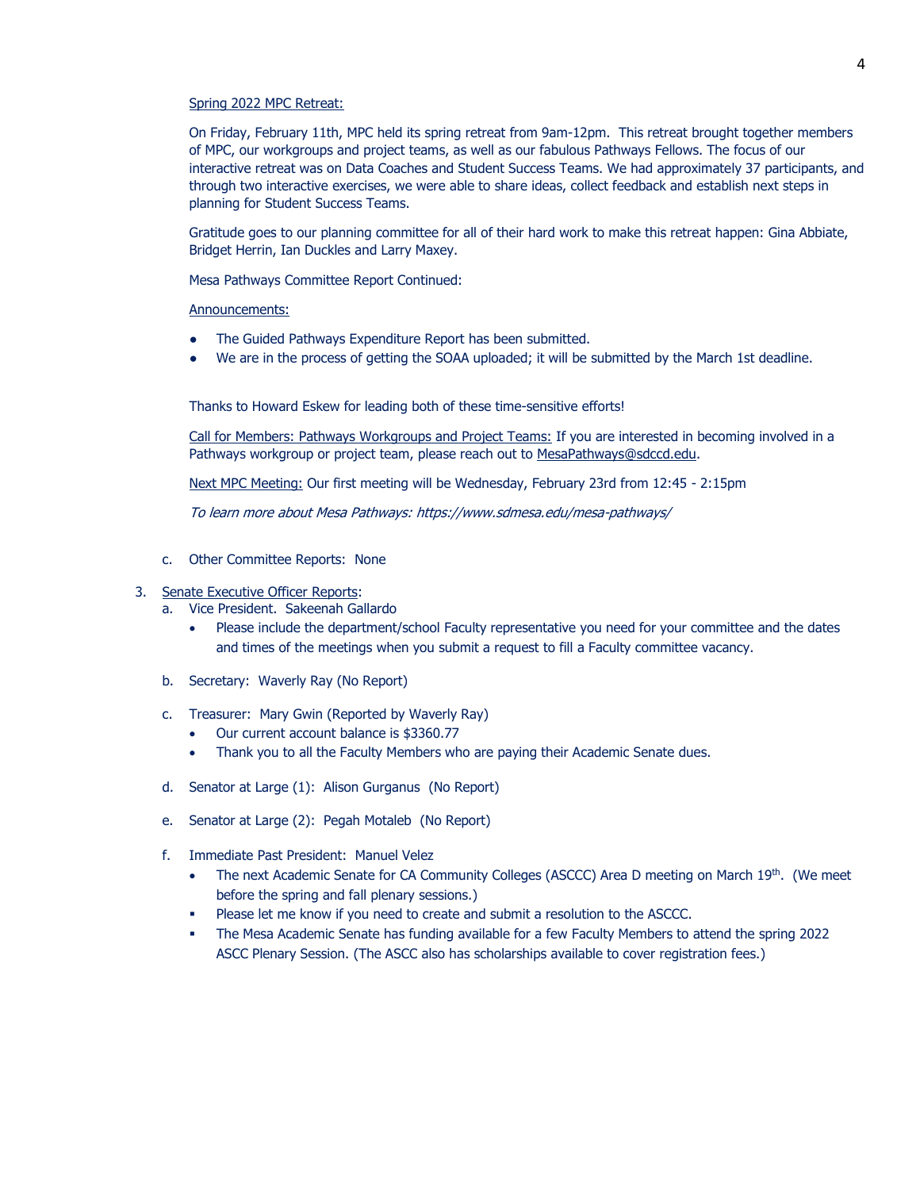Spring 2022 MPC Retreat:

On Friday, February 11th, MPC held its spring retreat from 9am-12pm. This retreat brought together members of MPC, our workgroups and project teams, as well as our fabulous Pathways Fellows. The focus of our interactive retreat was on Data Coaches and Student Success Teams. We had approximately 37 participants, and through two interactive exercises, we were able to share ideas, collect feedback and establish next steps in planning for Student Success Teams.

Gratitude goes to our planning committee for all of their hard work to make this retreat happen: Gina Abbiate, Bridget Herrin, Ian Duckles and Larry Maxey.

Mesa Pathways Committee Report Continued:

Announcements:

- The Guided Pathways Expenditure Report has been submitted.
- We are in the process of getting the SOAA uploaded; it will be submitted by the March 1st deadline.

Thanks to Howard Eskew for leading both of these time-sensitive efforts!

Call for Members: Pathways Workgroups and Project Teams: If you are interested in becoming involved in a Pathways workgroup or project team, please reach out to MesaPathways@sdccd.edu.

Next MPC Meeting: Our first meeting will be Wednesday, February 23rd from 12:45 - 2:15pm

*To learn more about Mesa Pathways: https://www.sdmesa.edu/mesa-pathways/*

c. Other Committee Reports: None

3. Senate Executive Officer Reports:

   a. Vice President. Sakeenah Gallardo
      - Please include the department/school Faculty representative you need for your committee and the dates and times of the meetings when you submit a request to fill a Faculty committee vacancy.

   b. Secretary: Waverly Ray (No Report)

   c. Treasurer: Mary Gwin (Reported by Waverly Ray)
      - Our current account balance is $3360.77
      - Thank you to all the Faculty Members who are paying their Academic Senate dues.

   d. Senator at Large (1): Alison Gurganus (No Report)

   e. Senator at Large (2): Pegah Motaleb (No Report)

   f. Immediate Past President: Manuel Velez
      - The next Academic Senate for CA Community Colleges (ASCCC) Area D meeting on March 19th. (We meet before the spring and fall plenary sessions.)
      - Please let me know if you need to create and submit a resolution to the ASCCC.
      - The Mesa Academic Senate has funding available for a few Faculty Members to attend the spring 2022 ASCC Plenary Session. (The ASCC also has scholarships available to cover registration fees.)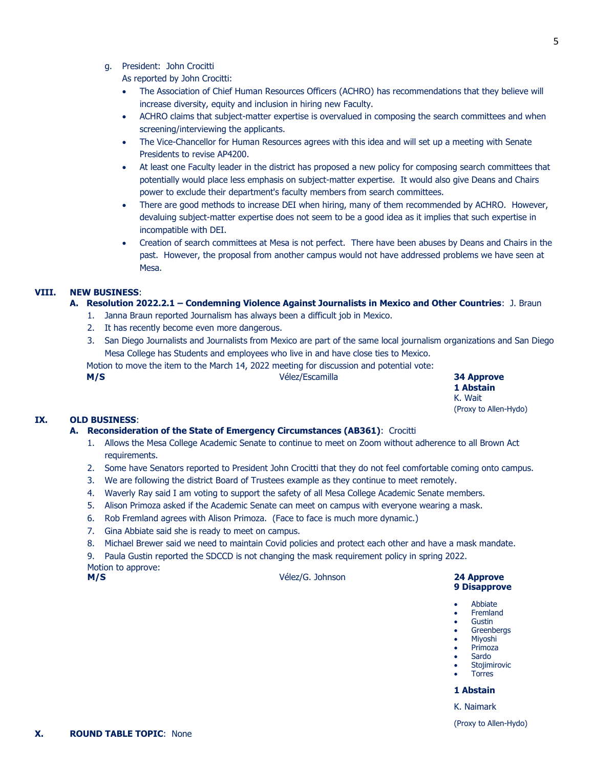g. President: John Crocitti
   As reported by John Crocitti:
   - The Association of Chief Human Resources Officers (ACHRO) has recommendations that they believe will increase diversity, equity and inclusion in hiring new Faculty.
   - ACHRO claims that subject-matter expertise is overvalued in composing the search committees and when screening/interviewing the applicants.
   - The Vice-Chancellor for Human Resources agrees with this idea and will set up a meeting with Senate Presidents to revise AP4200.
   - At least one Faculty leader in the district has proposed a new policy for composing search committees that potentially would place less emphasis on subject-matter expertise. It would also give Deans and Chairs power to exclude their department's faculty members from search committees.
   - There are good methods to increase DEI when hiring, many of them recommended by ACHRO. However, devaluing subject-matter expertise does not seem to be a good idea as it implies that such expertise in incompatible with DEI.
   - Creation of search committees at Mesa is not perfect. There have been abuses by Deans and Chairs in the past. However, the proposal from another campus would not have addressed problems we have seen at Mesa.

**VIII. NEW BUSINESS**:

**A. Resolution 2022.2.1 – Condemning Violence Against Journalists in Mexico and Other Countries**: J. Braun

1. Janna Braun reported Journalism has always been a difficult job in Mexico.
2. It has recently become even more dangerous.
3. San Diego Journalists and Journalists from Mexico are part of the same local journalism organizations and San Diego Mesa College has Students and employees who live in and have close ties to Mexico.

Motion to move the item to the March 14, 2022 meeting for discussion and potential vote:

**M/S** Vélez/Escamilla

**34 Approve**
**1 Abstain**
K. Wait
(Proxy to Allen-Hydo)

**IX. OLD BUSINESS**:

**A. Reconsideration of the State of Emergency Circumstances (AB361)**: Crocitti

1. Allows the Mesa College Academic Senate to continue to meet on Zoom without adherence to all Brown Act requirements.
2. Some have Senators reported to President John Crocitti that they do not feel comfortable coming onto campus.
3. We are following the district Board of Trustees example as they continue to meet remotely.
4. Waverly Ray said I am voting to support the safety of all Mesa College Academic Senate members.
5. Alison Primoza asked if the Academic Senate can meet on campus with everyone wearing a mask.
6. Rob Fremland agrees with Alison Primoza. (Face to face is much more dynamic.)
7. Gina Abbiate said she is ready to meet on campus.
8. Michael Brewer said we need to maintain Covid policies and protect each other and have a mask mandate.
9. Paula Gustin reported the SDCCD is not changing the mask requirement policy in spring 2022.

Motion to approve:

**M/S** Vélez/G. Johnson

**24 Approve**
**9 Disapprove**

- Abbiate
- Fremland
- Gustin
- Greenbergs
- Miyoshi
- Primoza
- Sardo
- Stojimirovic
- Torres

**1 Abstain**

K. Naimark

(Proxy to Allen-Hydo)

**X. ROUND TABLE TOPIC**: None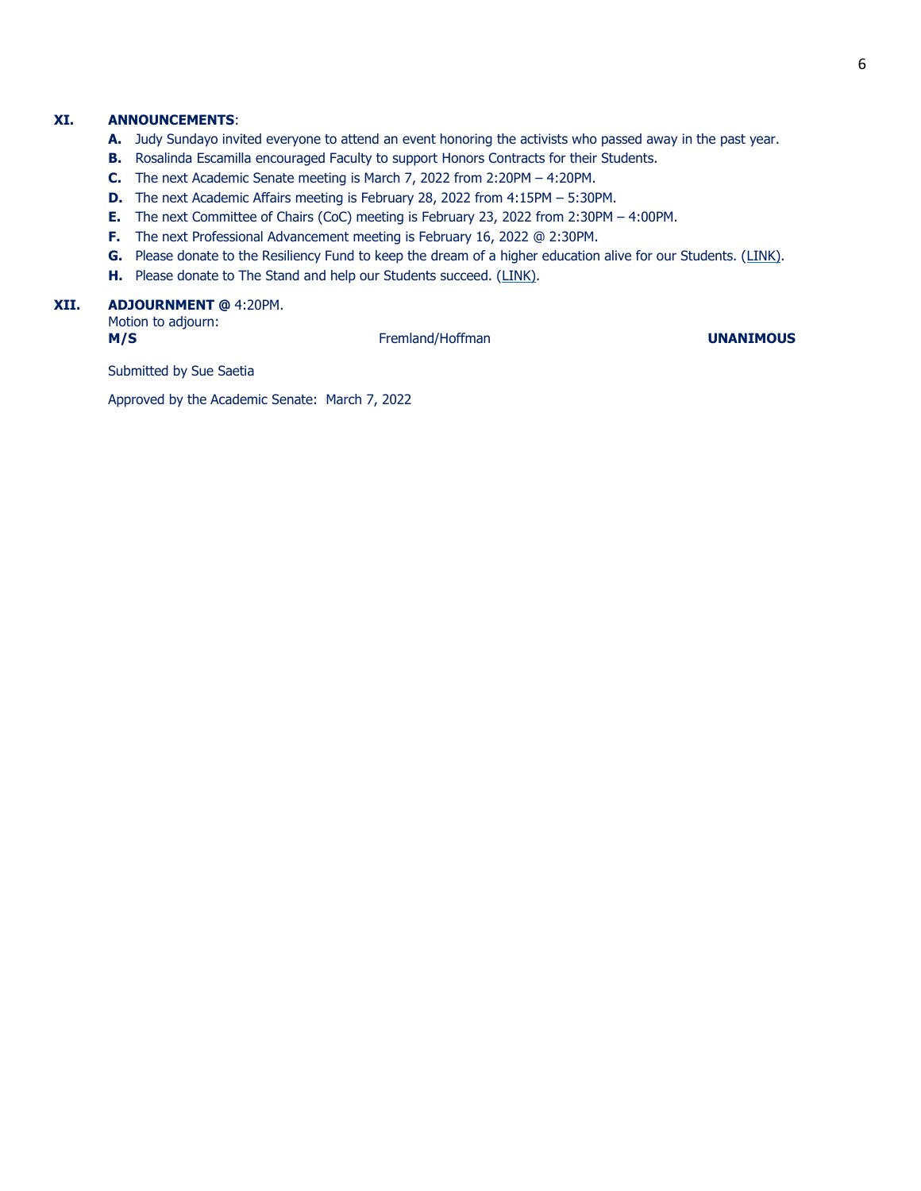## XI. ANNOUNCEMENTS:

- **A.** Judy Sundayo invited everyone to attend an event honoring the activists who passed away in the past year.
- **B.** Rosalinda Escamilla encouraged Faculty to support Honors Contracts for their Students.
- **C.** The next Academic Senate meeting is March 7, 2022 from 2:20PM – 4:20PM.
- **D.** The next Academic Affairs meeting is February 28, 2022 from 4:15PM – 5:30PM.
- **E.** The next Committee of Chairs (CoC) meeting is February 23, 2022 from 2:30PM – 4:00PM.
- **F.** The next Professional Advancement meeting is February 16, 2022 @ 2:30PM.
- **G.** Please donate to the Resiliency Fund to keep the dream of a higher education alive for our Students. (LINK).
- **H.** Please donate to The Stand and help our Students succeed. (LINK).

## XII. ADJOURNMENT @ 4:20PM.

Motion to adjourn:

**M/S** Fremland/Hoffman **UNANIMOUS**

Submitted by Sue Saetia

Approved by the Academic Senate: March 7, 2022